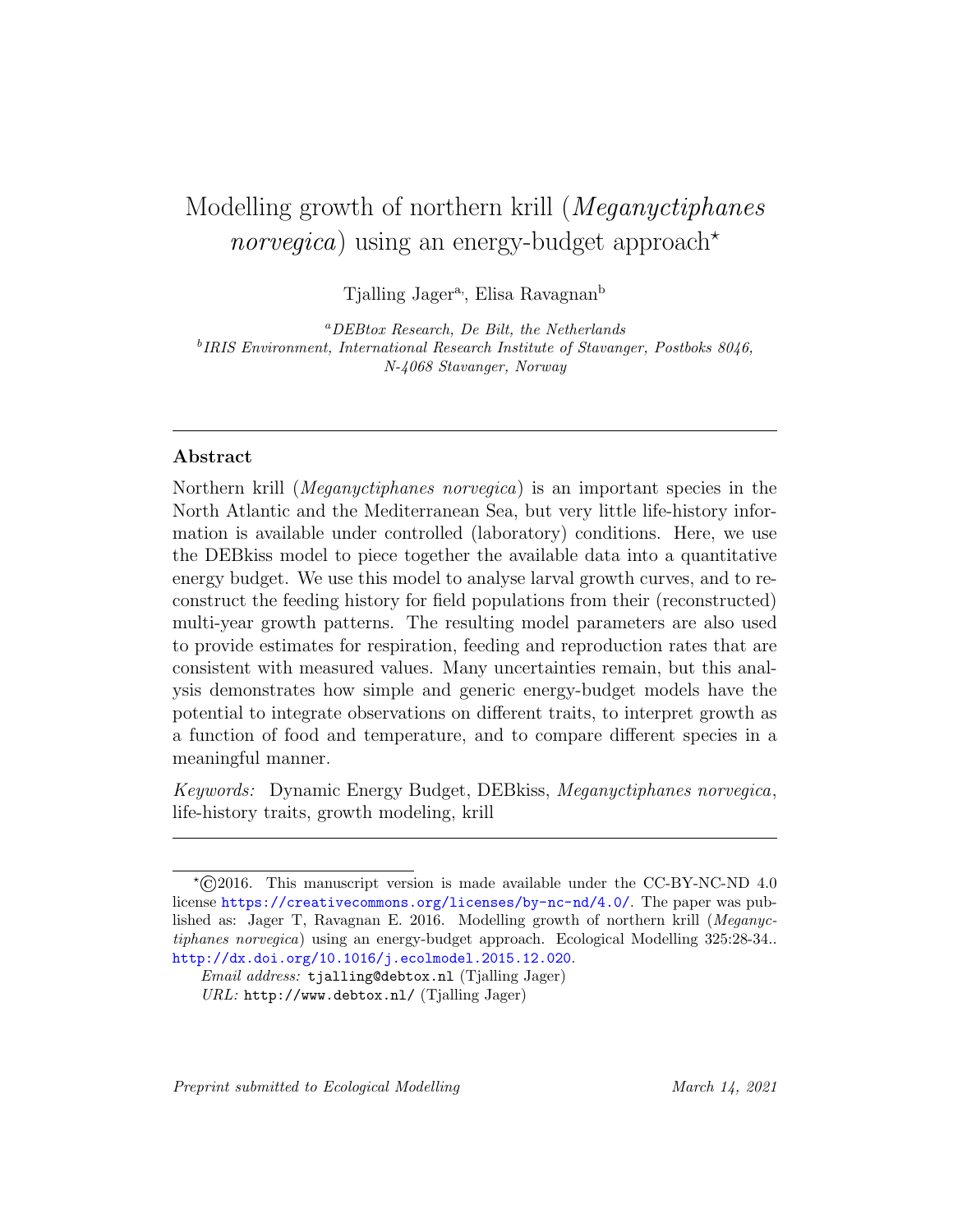# Modelling growth of northern krill (*Meganyctiphanes norvegica*) using an energy-budget approach*

Tjalling Jager[a], Elisa Ravagnan[b]

[a] *DEBtox Research, De Bilt, the Netherlands*
[b] *IRIS Environment, International Research Institute of Stavanger, Postboks 8046, N-4068 Stavanger, Norway*

---

## Abstract

Northern krill (*Meganyctiphanes norvegica*) is an important species in the North Atlantic and the Mediterranean Sea, but very little life-history information is available under controlled (laboratory) conditions. Here, we use the DEBkiss model to piece together the available data into a quantitative energy budget. We use this model to analyse larval growth curves, and to reconstruct the feeding history for field populations from their (reconstructed) multi-year growth patterns. The resulting model parameters are also used to provide estimates for respiration, feeding and reproduction rates that are consistent with measured values. Many uncertainties remain, but this analysis demonstrates how simple and generic energy-budget models have the potential to integrate observations on different traits, to interpret growth as a function of food and temperature, and to compare different species in a meaningful manner.

*Keywords:* Dynamic Energy Budget, DEBkiss, *Meganyctiphanes norvegica*, life-history traits, growth modeling, krill

---

*©2016. This manuscript version is made available under the CC-BY-NC-ND 4.0 license https://creativecommons.org/licenses/by-nc-nd/4.0/. The paper was published as: Jager T, Ravagnan E. 2016. Modelling growth of northern krill (*Meganyctiphanes norvegica*) using an energy-budget approach. Ecological Modelling 325:28-34.. http://dx.doi.org/10.1016/j.ecolmodel.2015.12.020.

*Email address:* tjalling@debtox.nl (Tjalling Jager)
*URL:* http://www.debtox.nl/ (Tjalling Jager)

*Preprint submitted to Ecological Modelling* March 14, 2021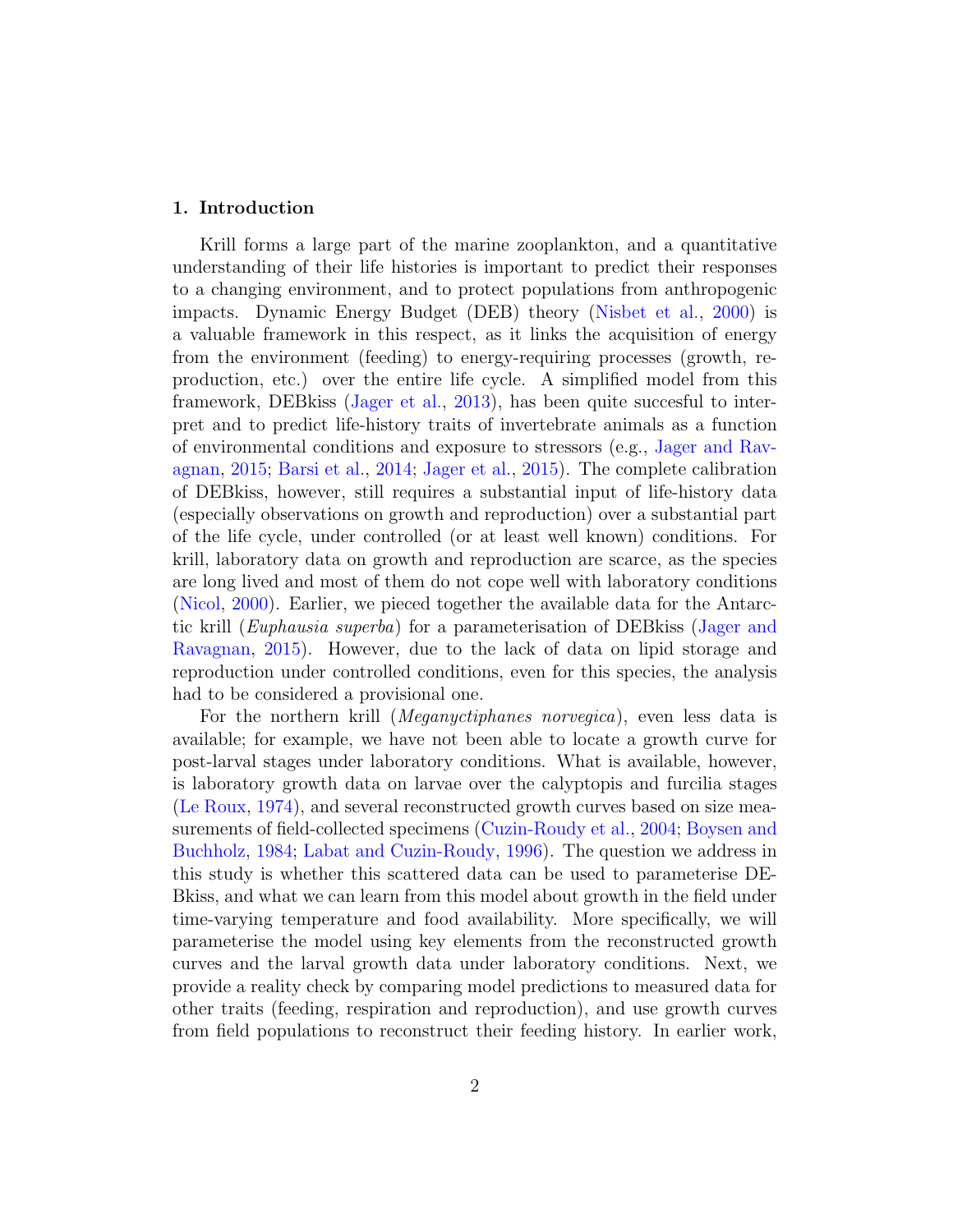## 1. Introduction

Krill forms a large part of the marine zooplankton, and a quantitative understanding of their life histories is important to predict their responses to a changing environment, and to protect populations from anthropogenic impacts. Dynamic Energy Budget (DEB) theory (Nisbet et al., 2000) is a valuable framework in this respect, as it links the acquisition of energy from the environment (feeding) to energy-requiring processes (growth, reproduction, etc.) over the entire life cycle. A simplified model from this framework, DEBkiss (Jager et al., 2013), has been quite succesful to interpret and to predict life-history traits of invertebrate animals as a function of environmental conditions and exposure to stressors (e.g., Jager and Ravagnan, 2015; Barsi et al., 2014; Jager et al., 2015). The complete calibration of DEBkiss, however, still requires a substantial input of life-history data (especially observations on growth and reproduction) over a substantial part of the life cycle, under controlled (or at least well known) conditions. For krill, laboratory data on growth and reproduction are scarce, as the species are long lived and most of them do not cope well with laboratory conditions (Nicol, 2000). Earlier, we pieced together the available data for the Antarctic krill (*Euphausia superba*) for a parameterisation of DEBkiss (Jager and Ravagnan, 2015). However, due to the lack of data on lipid storage and reproduction under controlled conditions, even for this species, the analysis had to be considered a provisional one.

For the northern krill (*Meganyctiphanes norvegica*), even less data is available; for example, we have not been able to locate a growth curve for post-larval stages under laboratory conditions. What is available, however, is laboratory growth data on larvae over the calyptopis and furcilia stages (Le Roux, 1974), and several reconstructed growth curves based on size measurements of field-collected specimens (Cuzin-Roudy et al., 2004; Boysen and Buchholz, 1984; Labat and Cuzin-Roudy, 1996). The question we address in this study is whether this scattered data can be used to parameterise DEBkiss, and what we can learn from this model about growth in the field under time-varying temperature and food availability. More specifically, we will parameterise the model using key elements from the reconstructed growth curves and the larval growth data under laboratory conditions. Next, we provide a reality check by comparing model predictions to measured data for other traits (feeding, respiration and reproduction), and use growth curves from field populations to reconstruct their feeding history. In earlier work,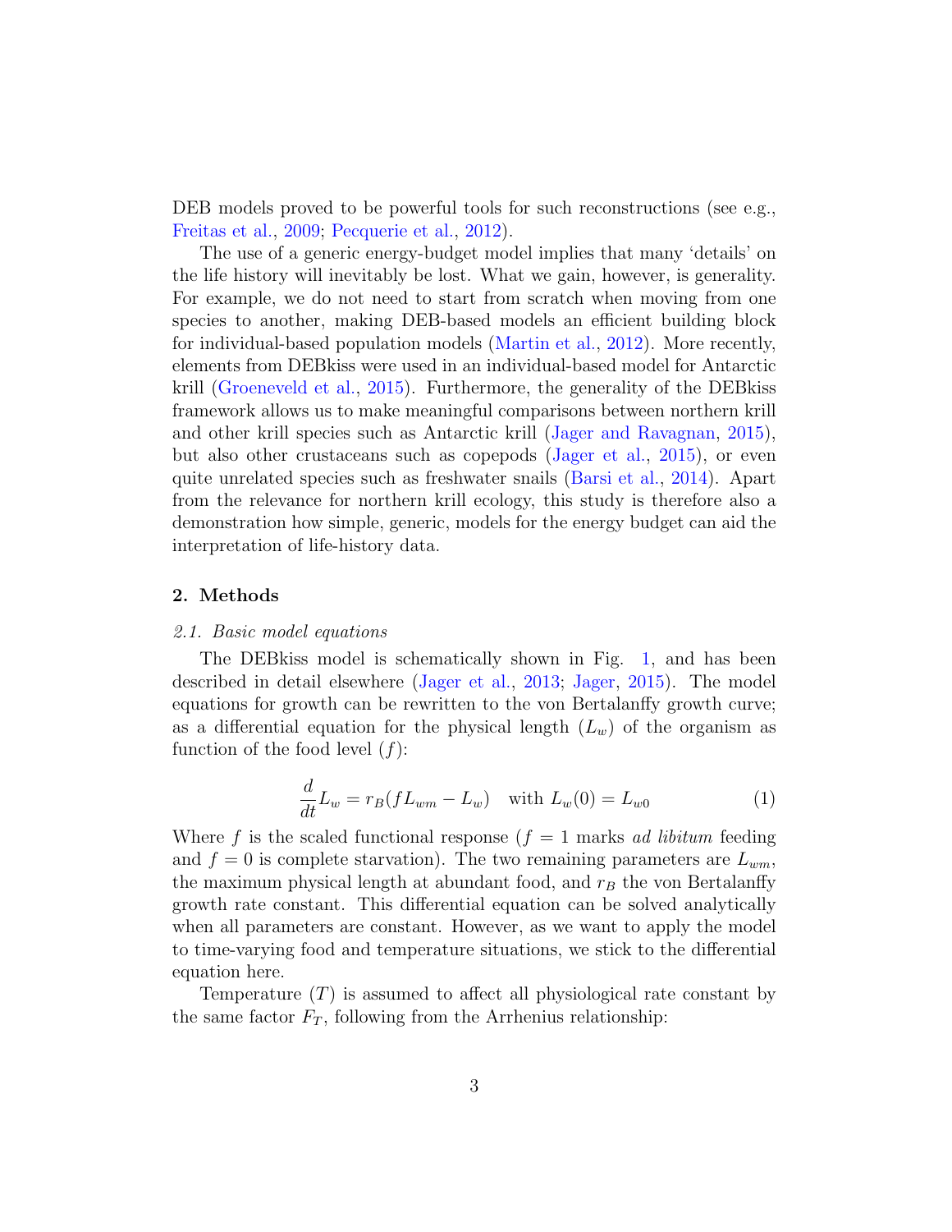DEB models proved to be powerful tools for such reconstructions (see e.g., Freitas et al., 2009; Pecquerie et al., 2012).

The use of a generic energy-budget model implies that many 'details' on the life history will inevitably be lost. What we gain, however, is generality. For example, we do not need to start from scratch when moving from one species to another, making DEB-based models an efficient building block for individual-based population models (Martin et al., 2012). More recently, elements from DEBkiss were used in an individual-based model for Antarctic krill (Groeneveld et al., 2015). Furthermore, the generality of the DEBkiss framework allows us to make meaningful comparisons between northern krill and other krill species such as Antarctic krill (Jager and Ravagnan, 2015), but also other crustaceans such as copepods (Jager et al., 2015), or even quite unrelated species such as freshwater snails (Barsi et al., 2014). Apart from the relevance for northern krill ecology, this study is therefore also a demonstration how simple, generic, models for the energy budget can aid the interpretation of life-history data.

## 2. Methods

### *2.1. Basic model equations*

The DEBkiss model is schematically shown in Fig. 1, and has been described in detail elsewhere (Jager et al., 2013; Jager, 2015). The model equations for growth can be rewritten to the von Bertalanffy growth curve; as a differential equation for the physical length ($L_w$) of the organism as function of the food level ($f$):

$$\frac{d}{dt}L_w = r_B(fL_{wm} - L_w) \quad \text{with } L_w(0) = L_{w0} \tag{1}$$

Where $f$ is the scaled functional response ($f = 1$ marks *ad libitum* feeding and $f = 0$ is complete starvation). The two remaining parameters are $L_{wm}$, the maximum physical length at abundant food, and $r_B$ the von Bertalanffy growth rate constant. This differential equation can be solved analytically when all parameters are constant. However, as we want to apply the model to time-varying food and temperature situations, we stick to the differential equation here.

Temperature ($T$) is assumed to affect all physiological rate constant by the same factor $F_T$, following from the Arrhenius relationship: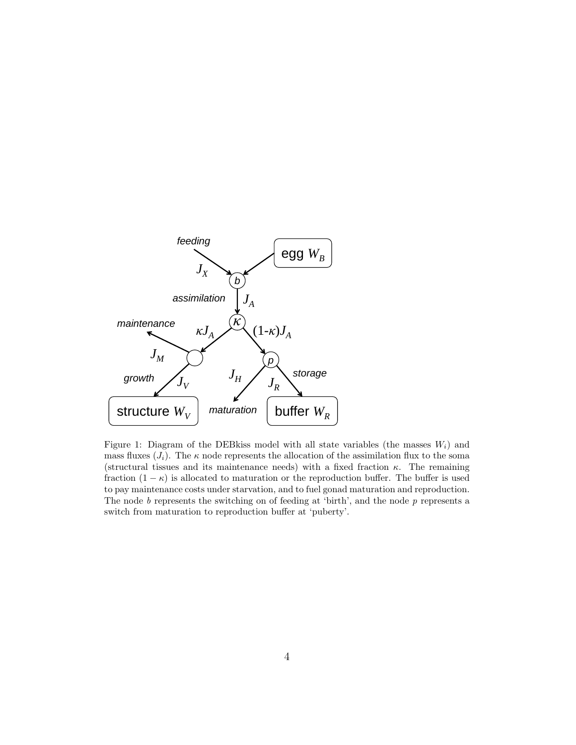Figure 1: Diagram of the DEBkiss model with all state variables (the masses $W_i$) and mass fluxes ($J_i$). The $\kappa$ node represents the allocation of the assimilation flux to the soma (structural tissues and its maintenance needs) with a fixed fraction $\kappa$. The remaining fraction $(1-\kappa)$ is allocated to maturation or the reproduction buffer. The buffer is used to pay maintenance costs under starvation, and to fuel gonad maturation and reproduction. The node $b$ represents the switching on of feeding at 'birth', and the node $p$ represents a switch from maturation to reproduction buffer at 'puberty'.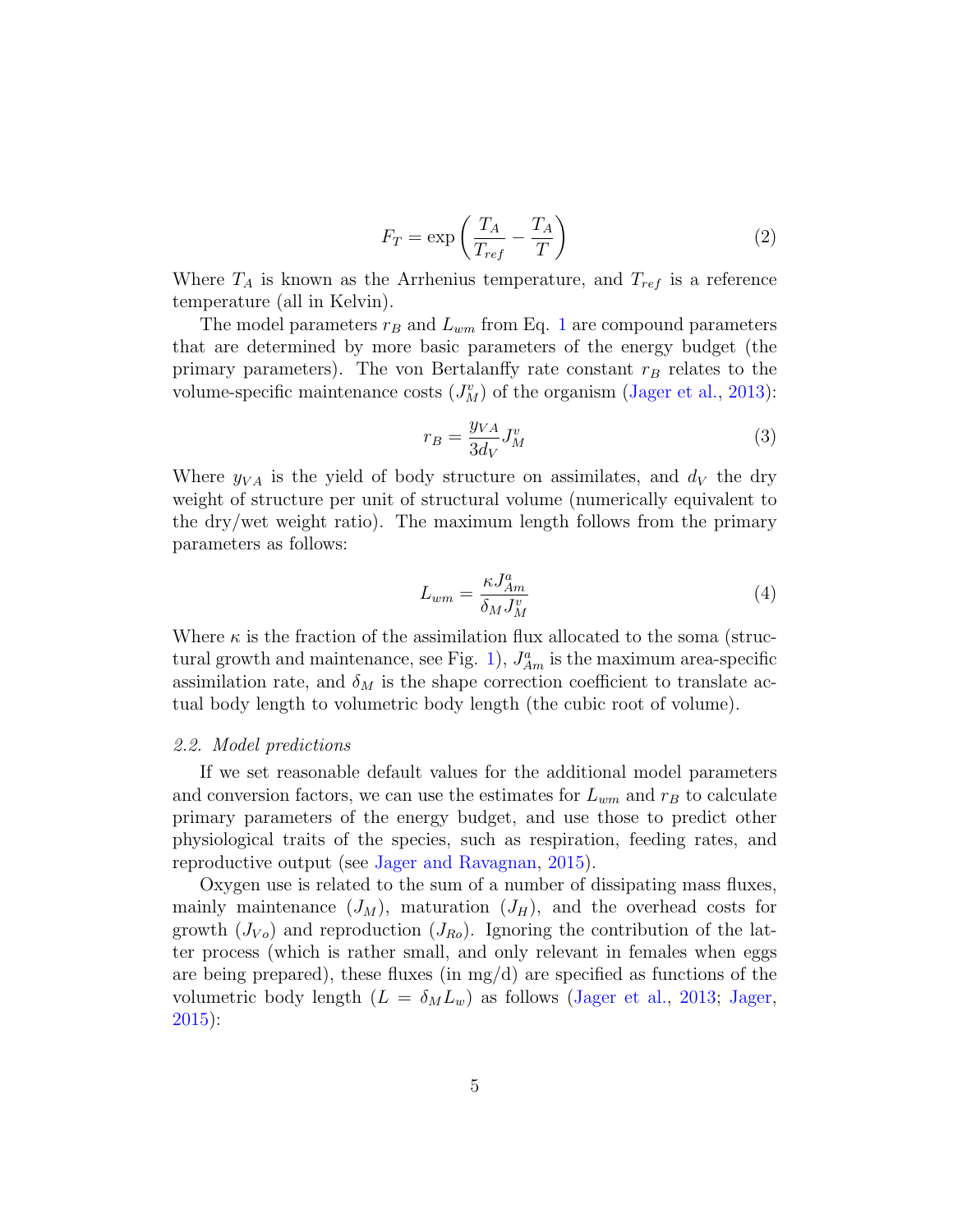$$F_T = \exp\left(\frac{T_A}{T_{ref}} - \frac{T_A}{T}\right) \tag{2}$$

Where $T_A$ is known as the Arrhenius temperature, and $T_{ref}$ is a reference temperature (all in Kelvin).

The model parameters $r_B$ and $L_{wm}$ from Eq. 1 are compound parameters that are determined by more basic parameters of the energy budget (the primary parameters). The von Bertalanffy rate constant $r_B$ relates to the volume-specific maintenance costs ($J_M^v$) of the organism (Jager et al., 2013):

$$r_B = \frac{y_{VA}}{3d_V} J_M^v \tag{3}$$

Where $y_{VA}$ is the yield of body structure on assimilates, and $d_V$ the dry weight of structure per unit of structural volume (numerically equivalent to the dry/wet weight ratio). The maximum length follows from the primary parameters as follows:

$$L_{wm} = \frac{\kappa J_{Am}^a}{\delta_M J_M^v} \tag{4}$$

Where $\kappa$ is the fraction of the assimilation flux allocated to the soma (structural growth and maintenance, see Fig. 1), $J_{Am}^a$ is the maximum area-specific assimilation rate, and $\delta_M$ is the shape correction coefficient to translate actual body length to volumetric body length (the cubic root of volume).

### *2.2. Model predictions*

If we set reasonable default values for the additional model parameters and conversion factors, we can use the estimates for $L_{wm}$ and $r_B$ to calculate primary parameters of the energy budget, and use those to predict other physiological traits of the species, such as respiration, feeding rates, and reproductive output (see Jager and Ravagnan, 2015).

Oxygen use is related to the sum of a number of dissipating mass fluxes, mainly maintenance ($J_M$), maturation ($J_H$), and the overhead costs for growth ($J_{Vo}$) and reproduction ($J_{Ro}$). Ignoring the contribution of the latter process (which is rather small, and only relevant in females when eggs are being prepared), these fluxes (in mg/d) are specified as functions of the volumetric body length ($L = \delta_M L_w$) as follows (Jager et al., 2013; Jager, 2015):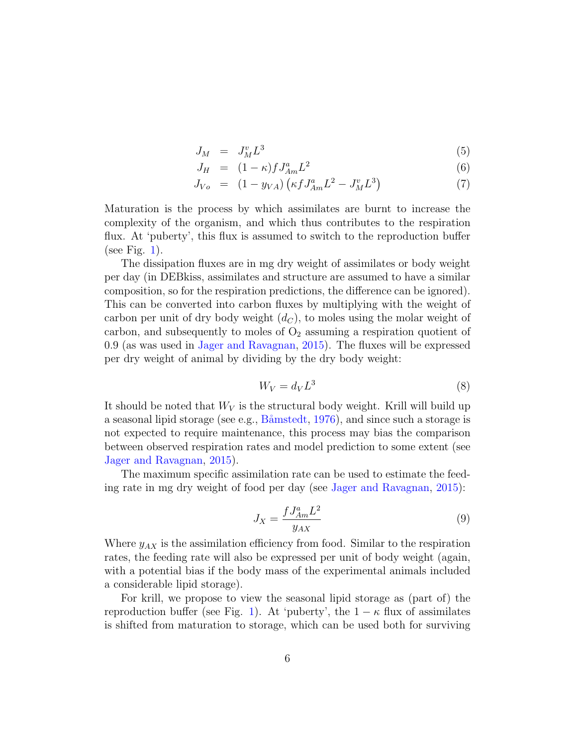$$
\begin{aligned}
J_M &= J_M^v L^3 && (5)\\
J_H &= (1-\kappa) f J_{Am}^a L^2 && (6)\\
J_{Vo} &= (1-y_{VA})\left(\kappa f J_{Am}^a L^2 - J_M^v L^3\right) && (7)
\end{aligned}
$$

Maturation is the process by which assimilates are burnt to increase the complexity of the organism, and which thus contributes to the respiration flux. At 'puberty', this flux is assumed to switch to the reproduction buffer (see Fig. 1).

The dissipation fluxes are in mg dry weight of assimilates or body weight per day (in DEBkiss, assimilates and structure are assumed to have a similar composition, so for the respiration predictions, the difference can be ignored). This can be converted into carbon fluxes by multiplying with the weight of carbon per unit of dry body weight ($d_C$), to moles using the molar weight of carbon, and subsequently to moles of $O_2$ assuming a respiration quotient of 0.9 (as was used in Jager and Ravagnan, 2015). The fluxes will be expressed per dry weight of animal by dividing by the dry body weight:

$$
W_V = d_V L^3 \tag{8}
$$

It should be noted that $W_V$ is the structural body weight. Krill will build up a seasonal lipid storage (see e.g., Båmstedt, 1976), and since such a storage is not expected to require maintenance, this process may bias the comparison between observed respiration rates and model prediction to some extent (see Jager and Ravagnan, 2015).

The maximum specific assimilation rate can be used to estimate the feeding rate in mg dry weight of food per day (see Jager and Ravagnan, 2015):

$$
J_X = \frac{f J_{Am}^a L^2}{y_{AX}} \tag{9}
$$

Where $y_{AX}$ is the assimilation efficiency from food. Similar to the respiration rates, the feeding rate will also be expressed per unit of body weight (again, with a potential bias if the body mass of the experimental animals included a considerable lipid storage).

For krill, we propose to view the seasonal lipid storage as (part of) the reproduction buffer (see Fig. 1). At 'puberty', the $1-\kappa$ flux of assimilates is shifted from maturation to storage, which can be used both for surviving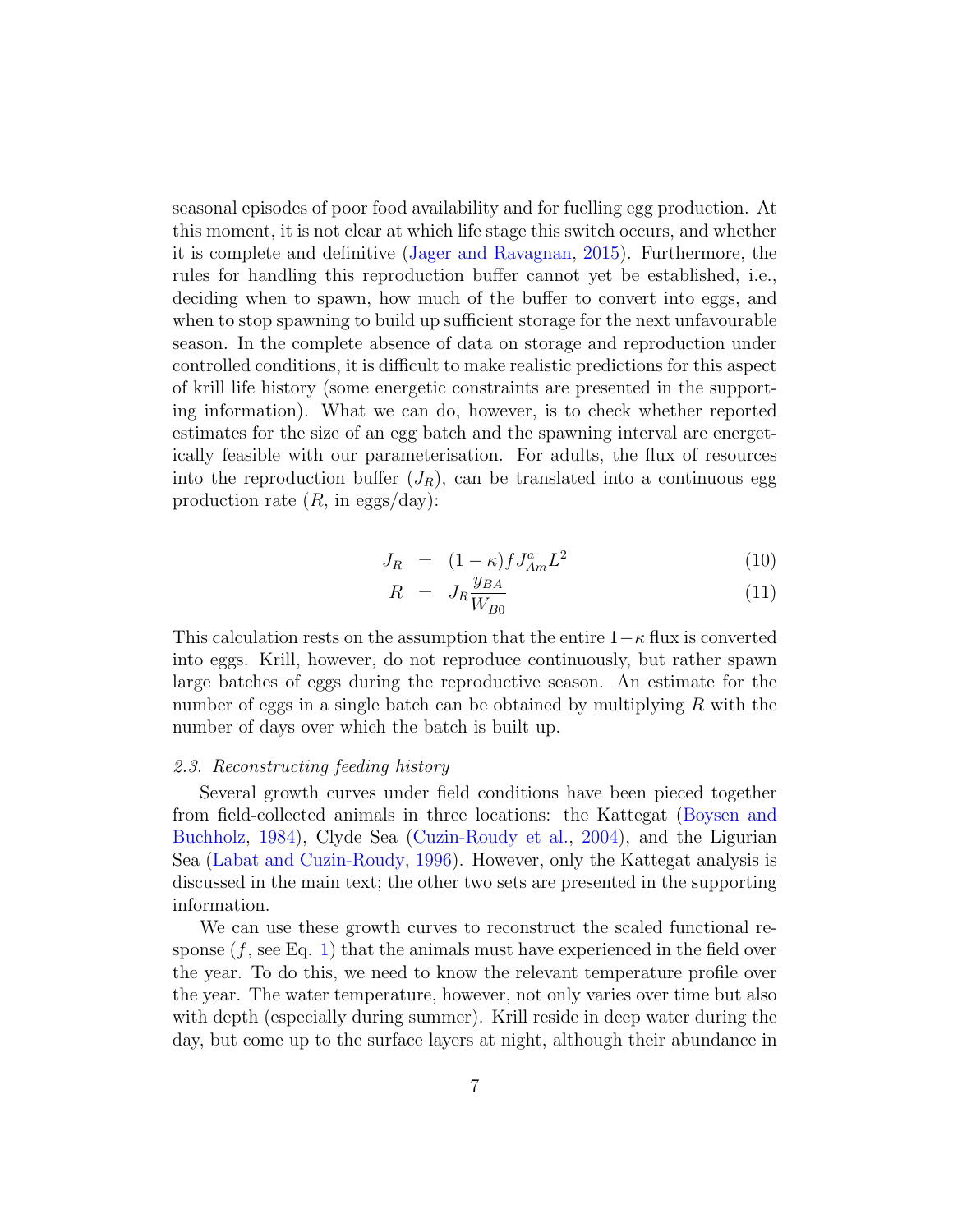seasonal episodes of poor food availability and for fuelling egg production. At this moment, it is not clear at which life stage this switch occurs, and whether it is complete and definitive (Jager and Ravagnan, 2015). Furthermore, the rules for handling this reproduction buffer cannot yet be established, i.e., deciding when to spawn, how much of the buffer to convert into eggs, and when to stop spawning to build up sufficient storage for the next unfavourable season. In the complete absence of data on storage and reproduction under controlled conditions, it is difficult to make realistic predictions for this aspect of krill life history (some energetic constraints are presented in the supporting information). What we can do, however, is to check whether reported estimates for the size of an egg batch and the spawning interval are energetically feasible with our parameterisation. For adults, the flux of resources into the reproduction buffer ($J_R$), can be translated into a continuous egg production rate ($R$, in eggs/day):

$$J_R = (1-\kappa) f J^a_{Am} L^2 \tag{10}$$

$$R = J_R \frac{y_{BA}}{W_{B0}} \tag{11}$$

This calculation rests on the assumption that the entire $1-\kappa$ flux is converted into eggs. Krill, however, do not reproduce continuously, but rather spawn large batches of eggs during the reproductive season. An estimate for the number of eggs in a single batch can be obtained by multiplying $R$ with the number of days over which the batch is built up.

### *2.3. Reconstructing feeding history*

Several growth curves under field conditions have been pieced together from field-collected animals in three locations: the Kattegat (Boysen and Buchholz, 1984), Clyde Sea (Cuzin-Roudy et al., 2004), and the Ligurian Sea (Labat and Cuzin-Roudy, 1996). However, only the Kattegat analysis is discussed in the main text; the other two sets are presented in the supporting information.

We can use these growth curves to reconstruct the scaled functional response ($f$, see Eq. 1) that the animals must have experienced in the field over the year. To do this, we need to know the relevant temperature profile over the year. The water temperature, however, not only varies over time but also with depth (especially during summer). Krill reside in deep water during the day, but come up to the surface layers at night, although their abundance in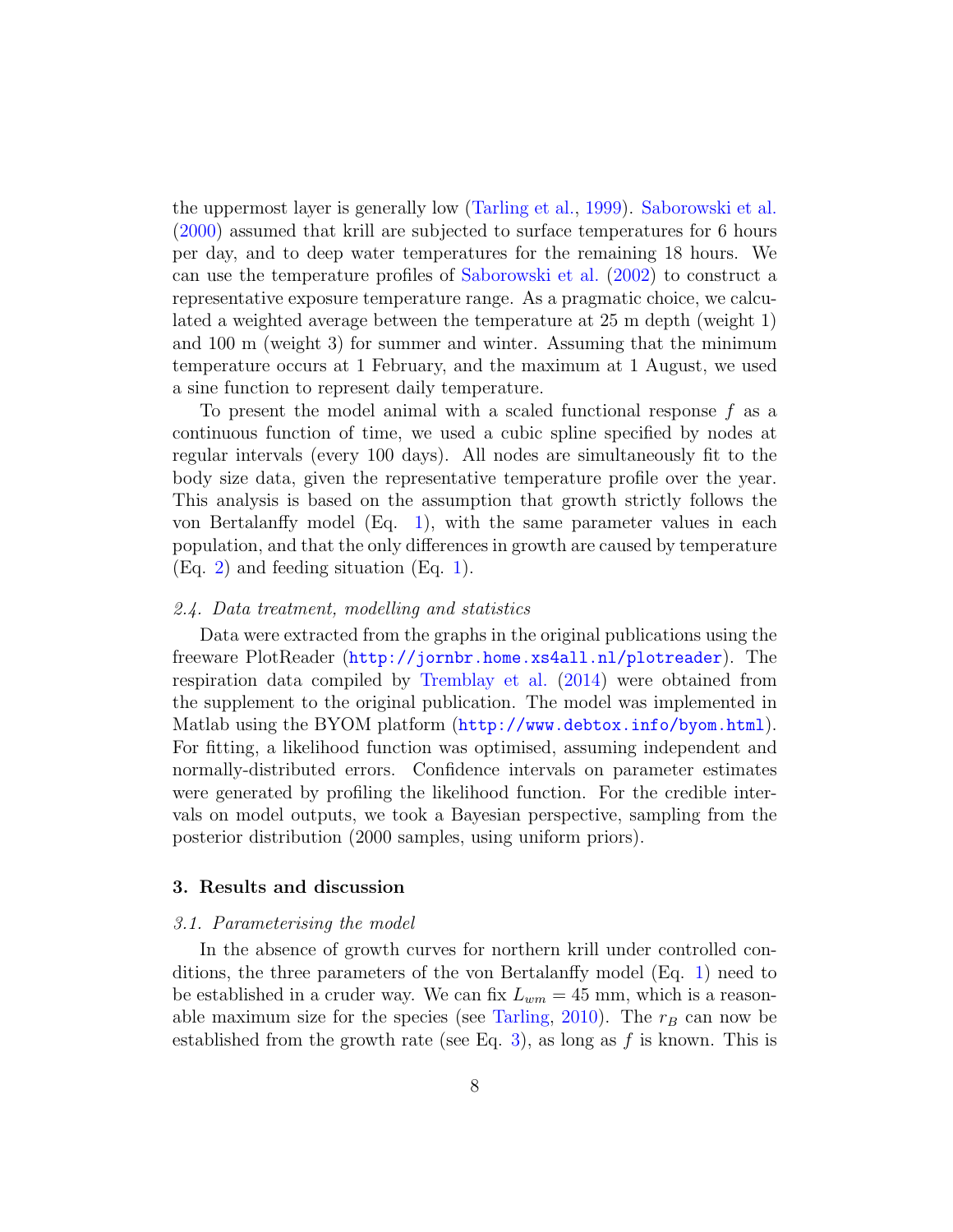the uppermost layer is generally low (Tarling et al., 1999). Saborowski et al. (2000) assumed that krill are subjected to surface temperatures for 6 hours per day, and to deep water temperatures for the remaining 18 hours. We can use the temperature profiles of Saborowski et al. (2002) to construct a representative exposure temperature range. As a pragmatic choice, we calculated a weighted average between the temperature at 25 m depth (weight 1) and 100 m (weight 3) for summer and winter. Assuming that the minimum temperature occurs at 1 February, and the maximum at 1 August, we used a sine function to represent daily temperature.

To present the model animal with a scaled functional response $f$ as a continuous function of time, we used a cubic spline specified by nodes at regular intervals (every 100 days). All nodes are simultaneously fit to the body size data, given the representative temperature profile over the year. This analysis is based on the assumption that growth strictly follows the von Bertalanffy model (Eq. 1), with the same parameter values in each population, and that the only differences in growth are caused by temperature (Eq. 2) and feeding situation (Eq. 1).

### *2.4. Data treatment, modelling and statistics*

Data were extracted from the graphs in the original publications using the freeware PlotReader (http://jornbr.home.xs4all.nl/plotreader). The respiration data compiled by Tremblay et al. (2014) were obtained from the supplement to the original publication. The model was implemented in Matlab using the BYOM platform (http://www.debtox.info/byom.html). For fitting, a likelihood function was optimised, assuming independent and normally-distributed errors. Confidence intervals on parameter estimates were generated by profiling the likelihood function. For the credible intervals on model outputs, we took a Bayesian perspective, sampling from the posterior distribution (2000 samples, using uniform priors).

## 3. Results and discussion

### *3.1. Parameterising the model*

In the absence of growth curves for northern krill under controlled conditions, the three parameters of the von Bertalanffy model (Eq. 1) need to be established in a cruder way. We can fix $L_{wm} = 45$ mm, which is a reasonable maximum size for the species (see Tarling, 2010). The $r_B$ can now be established from the growth rate (see Eq. 3), as long as $f$ is known. This is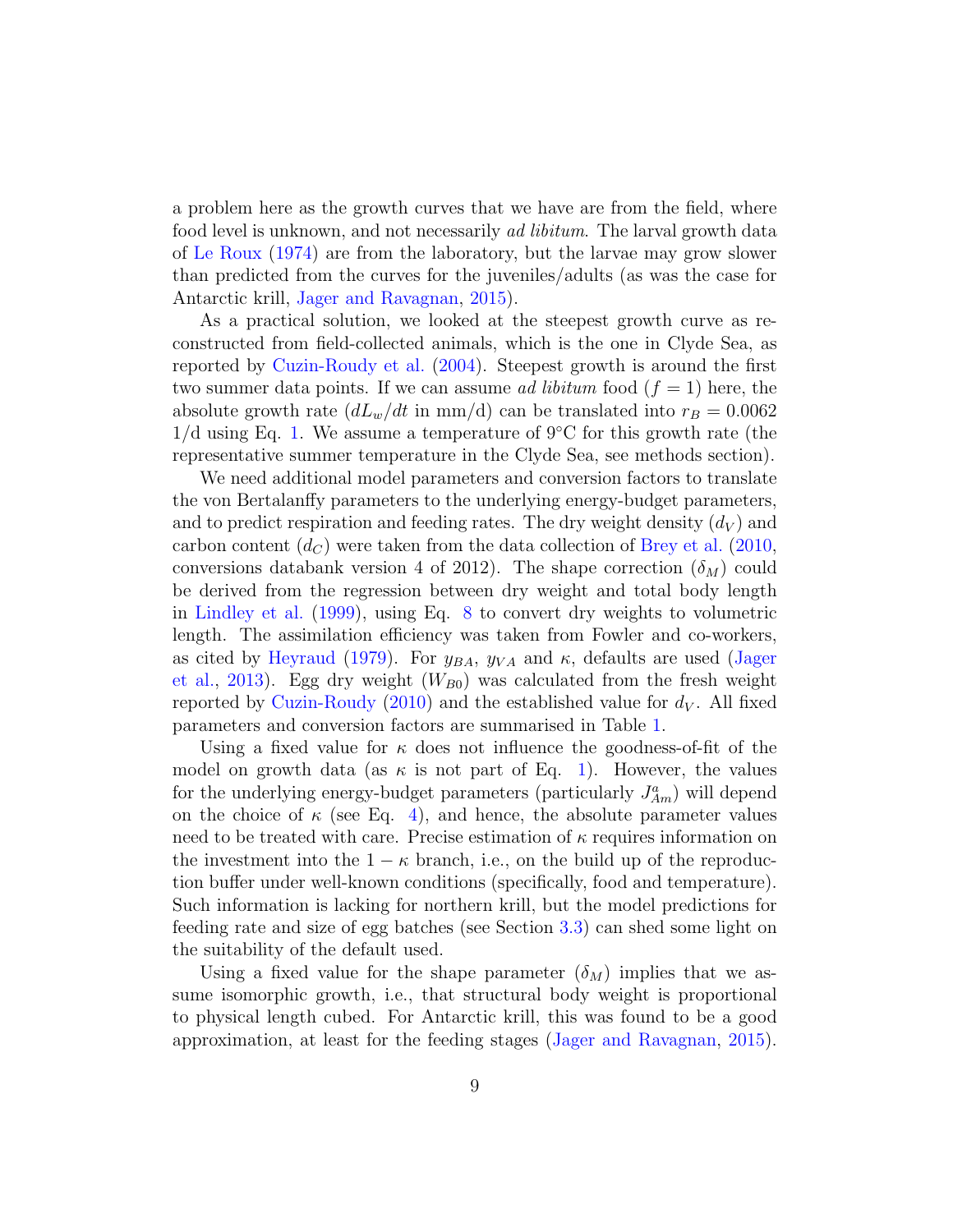a problem here as the growth curves that we have are from the field, where food level is unknown, and not necessarily *ad libitum*. The larval growth data of Le Roux (1974) are from the laboratory, but the larvae may grow slower than predicted from the curves for the juveniles/adults (as was the case for Antarctic krill, Jager and Ravagnan, 2015).

As a practical solution, we looked at the steepest growth curve as reconstructed from field-collected animals, which is the one in Clyde Sea, as reported by Cuzin-Roudy et al. (2004). Steepest growth is around the first two summer data points. If we can assume *ad libitum* food ($f = 1$) here, the absolute growth rate ($dL_w/dt$ in mm/d) can be translated into $r_B = 0.0062$ 1/d using Eq. 1. We assume a temperature of 9°C for this growth rate (the representative summer temperature in the Clyde Sea, see methods section).

We need additional model parameters and conversion factors to translate the von Bertalanffy parameters to the underlying energy-budget parameters, and to predict respiration and feeding rates. The dry weight density ($d_V$) and carbon content ($d_C$) were taken from the data collection of Brey et al. (2010, conversions databank version 4 of 2012). The shape correction ($\delta_M$) could be derived from the regression between dry weight and total body length in Lindley et al. (1999), using Eq. 8 to convert dry weights to volumetric length. The assimilation efficiency was taken from Fowler and co-workers, as cited by Heyraud (1979). For $y_{BA}$, $y_{VA}$ and $\kappa$, defaults are used (Jager et al., 2013). Egg dry weight ($W_{B0}$) was calculated from the fresh weight reported by Cuzin-Roudy (2010) and the established value for $d_V$. All fixed parameters and conversion factors are summarised in Table 1.

Using a fixed value for $\kappa$ does not influence the goodness-of-fit of the model on growth data (as $\kappa$ is not part of Eq. 1). However, the values for the underlying energy-budget parameters (particularly $J^a_{Am}$) will depend on the choice of $\kappa$ (see Eq. 4), and hence, the absolute parameter values need to be treated with care. Precise estimation of $\kappa$ requires information on the investment into the $1 - \kappa$ branch, i.e., on the build up of the reproduction buffer under well-known conditions (specifically, food and temperature). Such information is lacking for northern krill, but the model predictions for feeding rate and size of egg batches (see Section 3.3) can shed some light on the suitability of the default used.

Using a fixed value for the shape parameter ($\delta_M$) implies that we assume isomorphic growth, i.e., that structural body weight is proportional to physical length cubed. For Antarctic krill, this was found to be a good approximation, at least for the feeding stages (Jager and Ravagnan, 2015).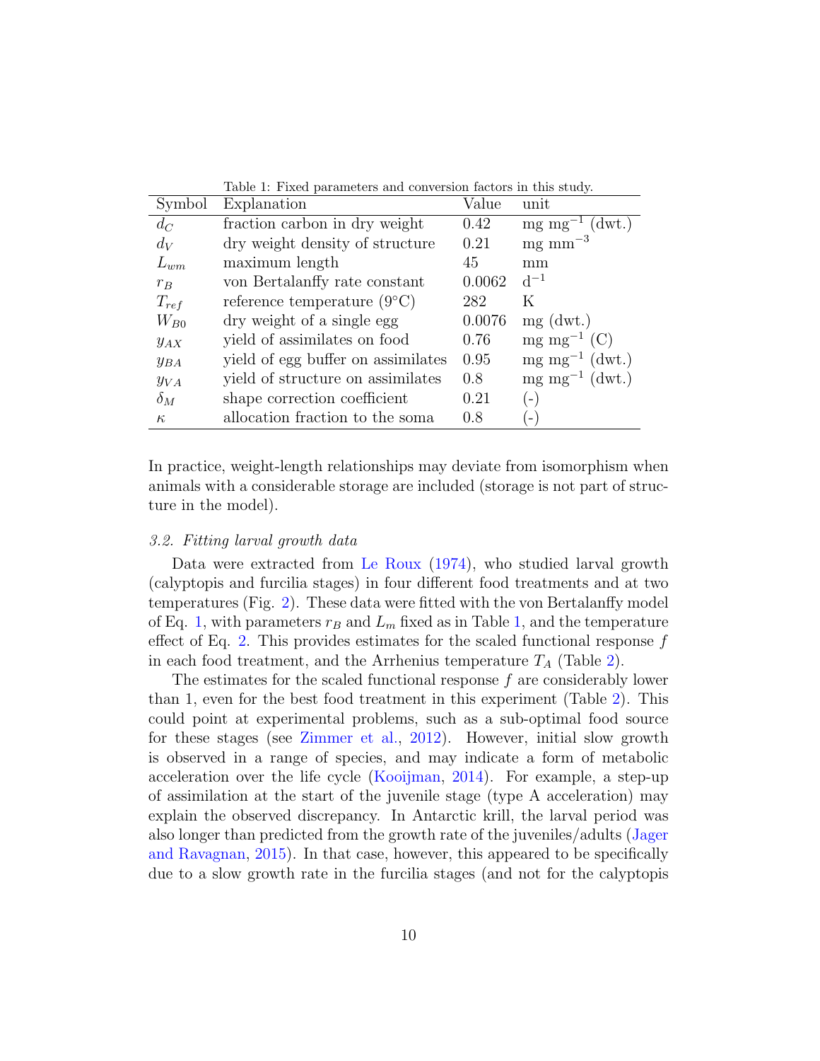Table 1: Fixed parameters and conversion factors in this study.

| Symbol | Explanation | Value | unit |
|---|---|---|---|
| $d_C$ | fraction carbon in dry weight | 0.42 | mg mg$^{-1}$ (dwt.) |
| $d_V$ | dry weight density of structure | 0.21 | mg mm$^{-3}$ |
| $L_{wm}$ | maximum length | 45 | mm |
| $r_B$ | von Bertalanffy rate constant | 0.0062 | d$^{-1}$ |
| $T_{ref}$ | reference temperature (9°C) | 282 | K |
| $W_{B0}$ | dry weight of a single egg | 0.0076 | mg (dwt.) |
| $y_{AX}$ | yield of assimilates on food | 0.76 | mg mg$^{-1}$ (C) |
| $y_{BA}$ | yield of egg buffer on assimilates | 0.95 | mg mg$^{-1}$ (dwt.) |
| $y_{VA}$ | yield of structure on assimilates | 0.8 | mg mg$^{-1}$ (dwt.) |
| $\delta_M$ | shape correction coefficient | 0.21 | (-) |
| $\kappa$ | allocation fraction to the soma | 0.8 | (-) |

In practice, weight-length relationships may deviate from isomorphism when animals with a considerable storage are included (storage is not part of structure in the model).

### 3.2. Fitting larval growth data

Data were extracted from Le Roux (1974), who studied larval growth (calyptopis and furcilia stages) in four different food treatments and at two temperatures (Fig. 2). These data were fitted with the von Bertalanffy model of Eq. 1, with parameters $r_B$ and $L_m$ fixed as in Table 1, and the temperature effect of Eq. 2. This provides estimates for the scaled functional response $f$ in each food treatment, and the Arrhenius temperature $T_A$ (Table 2).

The estimates for the scaled functional response $f$ are considerably lower than 1, even for the best food treatment in this experiment (Table 2). This could point at experimental problems, such as a sub-optimal food source for these stages (see Zimmer et al., 2012). However, initial slow growth is observed in a range of species, and may indicate a form of metabolic acceleration over the life cycle (Kooijman, 2014). For example, a step-up of assimilation at the start of the juvenile stage (type A acceleration) may explain the observed discrepancy. In Antarctic krill, the larval period was also longer than predicted from the growth rate of the juveniles/adults (Jager and Ravagnan, 2015). In that case, however, this appeared to be specifically due to a slow growth rate in the furcilia stages (and not for the calyptopis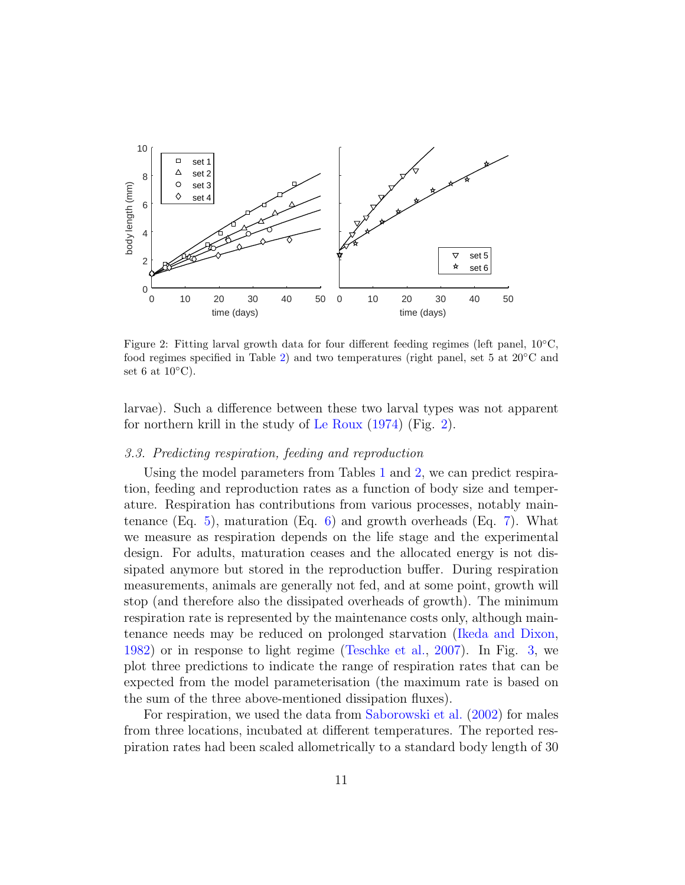Figure 2: Fitting larval growth data for four different feeding regimes (left panel, 10°C, food regimes specified in Table 2) and two temperatures (right panel, set 5 at 20°C and set 6 at 10°C).

larvae). Such a difference between these two larval types was not apparent for northern krill in the study of Le Roux (1974) (Fig. 2).

### *3.3. Predicting respiration, feeding and reproduction*

Using the model parameters from Tables 1 and 2, we can predict respiration, feeding and reproduction rates as a function of body size and temperature. Respiration has contributions from various processes, notably maintenance (Eq. 5), maturation (Eq. 6) and growth overheads (Eq. 7). What we measure as respiration depends on the life stage and the experimental design. For adults, maturation ceases and the allocated energy is not dissipated anymore but stored in the reproduction buffer. During respiration measurements, animals are generally not fed, and at some point, growth will stop (and therefore also the dissipated overheads of growth). The minimum respiration rate is represented by the maintenance costs only, although maintenance needs may be reduced on prolonged starvation (Ikeda and Dixon, 1982) or in response to light regime (Teschke et al., 2007). In Fig. 3, we plot three predictions to indicate the range of respiration rates that can be expected from the model parameterisation (the maximum rate is based on the sum of the three above-mentioned dissipation fluxes).

For respiration, we used the data from Saborowski et al. (2002) for males from three locations, incubated at different temperatures. The reported respiration rates had been scaled allometrically to a standard body length of 30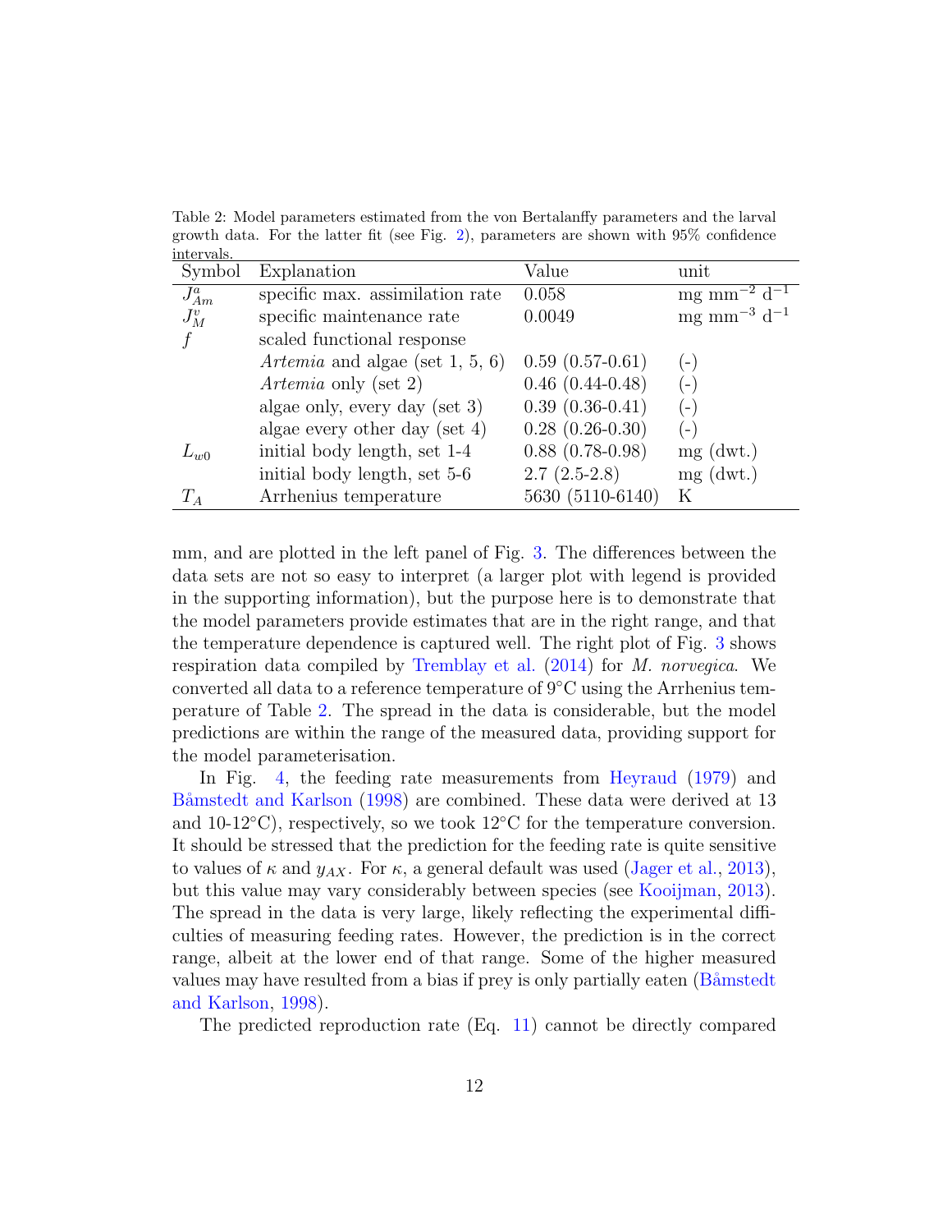Table 2: Model parameters estimated from the von Bertalanffy parameters and the larval growth data. For the latter fit (see Fig. 2), parameters are shown with 95% confidence intervals.

| Symbol | Explanation | Value | unit |
|---|---|---|---|
| $J^a_{Am}$ | specific max. assimilation rate | 0.058 | mg mm$^{-2}$ d$^{-1}$ |
| $J^v_M$ | specific maintenance rate | 0.0049 | mg mm$^{-3}$ d$^{-1}$ |
| $f$ | scaled functional response | | |
| | *Artemia* and algae (set 1, 5, 6) | 0.59 (0.57-0.61) | (-) |
| | *Artemia* only (set 2) | 0.46 (0.44-0.48) | (-) |
| | algae only, every day (set 3) | 0.39 (0.36-0.41) | (-) |
| | algae every other day (set 4) | 0.28 (0.26-0.30) | (-) |
| $L_{w0}$ | initial body length, set 1-4 | 0.88 (0.78-0.98) | mg (dwt.) |
| | initial body length, set 5-6 | 2.7 (2.5-2.8) | mg (dwt.) |
| $T_A$ | Arrhenius temperature | 5630 (5110-6140) | K |

mm, and are plotted in the left panel of Fig. 3. The differences between the data sets are not so easy to interpret (a larger plot with legend is provided in the supporting information), but the purpose here is to demonstrate that the model parameters provide estimates that are in the right range, and that the temperature dependence is captured well. The right plot of Fig. 3 shows respiration data compiled by Tremblay et al. (2014) for *M. norvegica*. We converted all data to a reference temperature of 9°C using the Arrhenius temperature of Table 2. The spread in the data is considerable, but the model predictions are within the range of the measured data, providing support for the model parameterisation.

In Fig. 4, the feeding rate measurements from Heyraud (1979) and Båmstedt and Karlson (1998) are combined. These data were derived at 13 and 10-12°C), respectively, so we took 12°C for the temperature conversion. It should be stressed that the prediction for the feeding rate is quite sensitive to values of $\kappa$ and $y_{AX}$. For $\kappa$, a general default was used (Jager et al., 2013), but this value may vary considerably between species (see Kooijman, 2013). The spread in the data is very large, likely reflecting the experimental difficulties of measuring feeding rates. However, the prediction is in the correct range, albeit at the lower end of that range. Some of the higher measured values may have resulted from a bias if prey is only partially eaten (Båmstedt and Karlson, 1998).

The predicted reproduction rate (Eq. 11) cannot be directly compared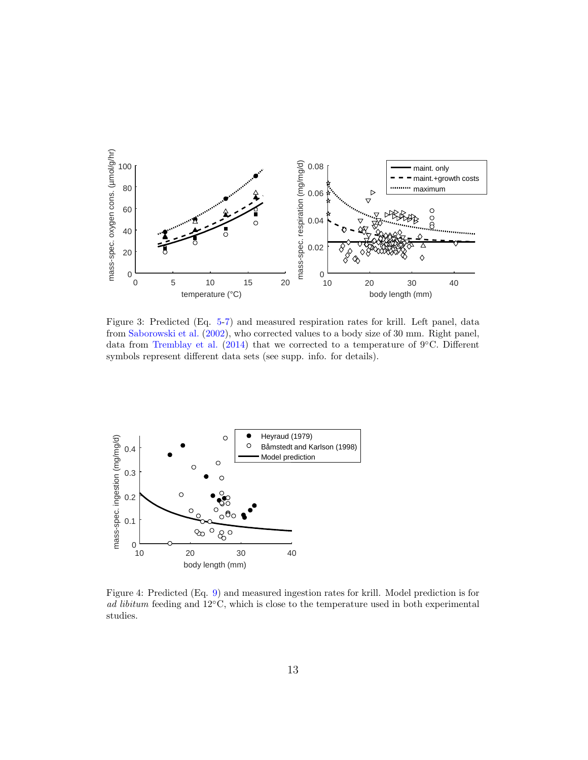Figure 3: Predicted (Eq. 5-7) and measured respiration rates for krill. Left panel, data from Saborowski et al. (2002), who corrected values to a body size of 30 mm. Right panel, data from Tremblay et al. (2014) that we corrected to a temperature of 9°C. Different symbols represent different data sets (see supp. info. for details).

Figure 4: Predicted (Eq. 9) and measured ingestion rates for krill. Model prediction is for *ad libitum* feeding and 12°C, which is close to the temperature used in both experimental studies.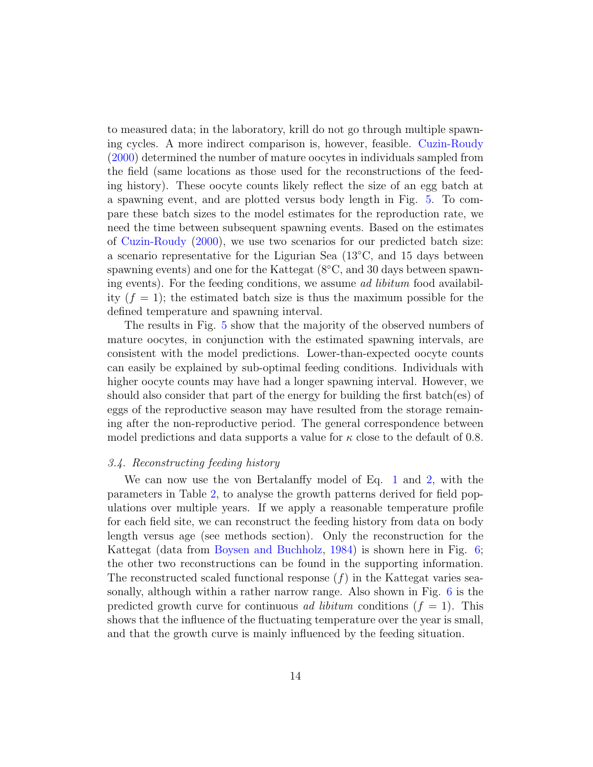to measured data; in the laboratory, krill do not go through multiple spawning cycles. A more indirect comparison is, however, feasible. Cuzin-Roudy (2000) determined the number of mature oocytes in individuals sampled from the field (same locations as those used for the reconstructions of the feeding history). These oocyte counts likely reflect the size of an egg batch at a spawning event, and are plotted versus body length in Fig. 5. To compare these batch sizes to the model estimates for the reproduction rate, we need the time between subsequent spawning events. Based on the estimates of Cuzin-Roudy (2000), we use two scenarios for our predicted batch size: a scenario representative for the Ligurian Sea (13°C, and 15 days between spawning events) and one for the Kattegat (8°C, and 30 days between spawning events). For the feeding conditions, we assume *ad libitum* food availability ($f = 1$); the estimated batch size is thus the maximum possible for the defined temperature and spawning interval.

The results in Fig. 5 show that the majority of the observed numbers of mature oocytes, in conjunction with the estimated spawning intervals, are consistent with the model predictions. Lower-than-expected oocyte counts can easily be explained by sub-optimal feeding conditions. Individuals with higher oocyte counts may have had a longer spawning interval. However, we should also consider that part of the energy for building the first batch(es) of eggs of the reproductive season may have resulted from the storage remaining after the non-reproductive period. The general correspondence between model predictions and data supports a value for $\kappa$ close to the default of 0.8.

### *3.4. Reconstructing feeding history*

We can now use the von Bertalanffy model of Eq. 1 and 2, with the parameters in Table 2, to analyse the growth patterns derived for field populations over multiple years. If we apply a reasonable temperature profile for each field site, we can reconstruct the feeding history from data on body length versus age (see methods section). Only the reconstruction for the Kattegat (data from Boysen and Buchholz, 1984) is shown here in Fig. 6; the other two reconstructions can be found in the supporting information. The reconstructed scaled functional response ($f$) in the Kattegat varies seasonally, although within a rather narrow range. Also shown in Fig. 6 is the predicted growth curve for continuous *ad libitum* conditions ($f = 1$). This shows that the influence of the fluctuating temperature over the year is small, and that the growth curve is mainly influenced by the feeding situation.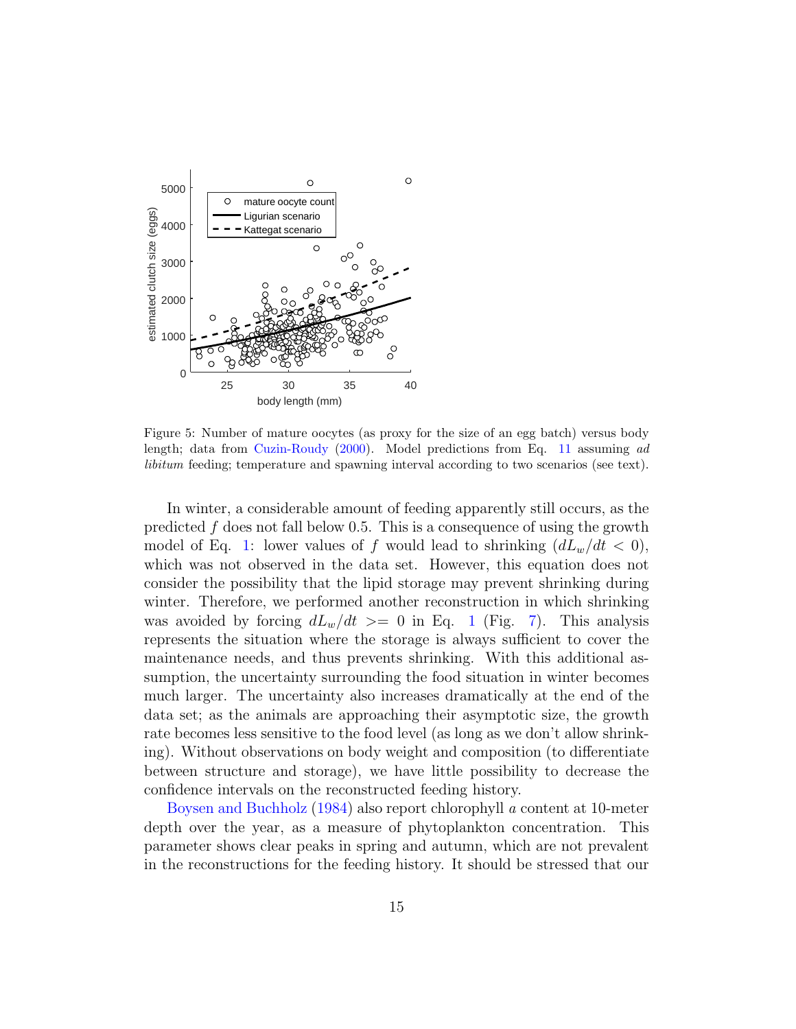Figure 5: Number of mature oocytes (as proxy for the size of an egg batch) versus body length; data from Cuzin-Roudy (2000). Model predictions from Eq. 11 assuming *ad libitum* feeding; temperature and spawning interval according to two scenarios (see text).

In winter, a considerable amount of feeding apparently still occurs, as the predicted $f$ does not fall below 0.5. This is a consequence of using the growth model of Eq. 1: lower values of $f$ would lead to shrinking ($dL_w/dt < 0$), which was not observed in the data set. However, this equation does not consider the possibility that the lipid storage may prevent shrinking during winter. Therefore, we performed another reconstruction in which shrinking was avoided by forcing $dL_w/dt >= 0$ in Eq. 1 (Fig. 7). This analysis represents the situation where the storage is always sufficient to cover the maintenance needs, and thus prevents shrinking. With this additional assumption, the uncertainty surrounding the food situation in winter becomes much larger. The uncertainty also increases dramatically at the end of the data set; as the animals are approaching their asymptotic size, the growth rate becomes less sensitive to the food level (as long as we don't allow shrinking). Without observations on body weight and composition (to differentiate between structure and storage), we have little possibility to decrease the confidence intervals on the reconstructed feeding history.

Boysen and Buchholz (1984) also report chlorophyll *a* content at 10-meter depth over the year, as a measure of phytoplankton concentration. This parameter shows clear peaks in spring and autumn, which are not prevalent in the reconstructions for the feeding history. It should be stressed that our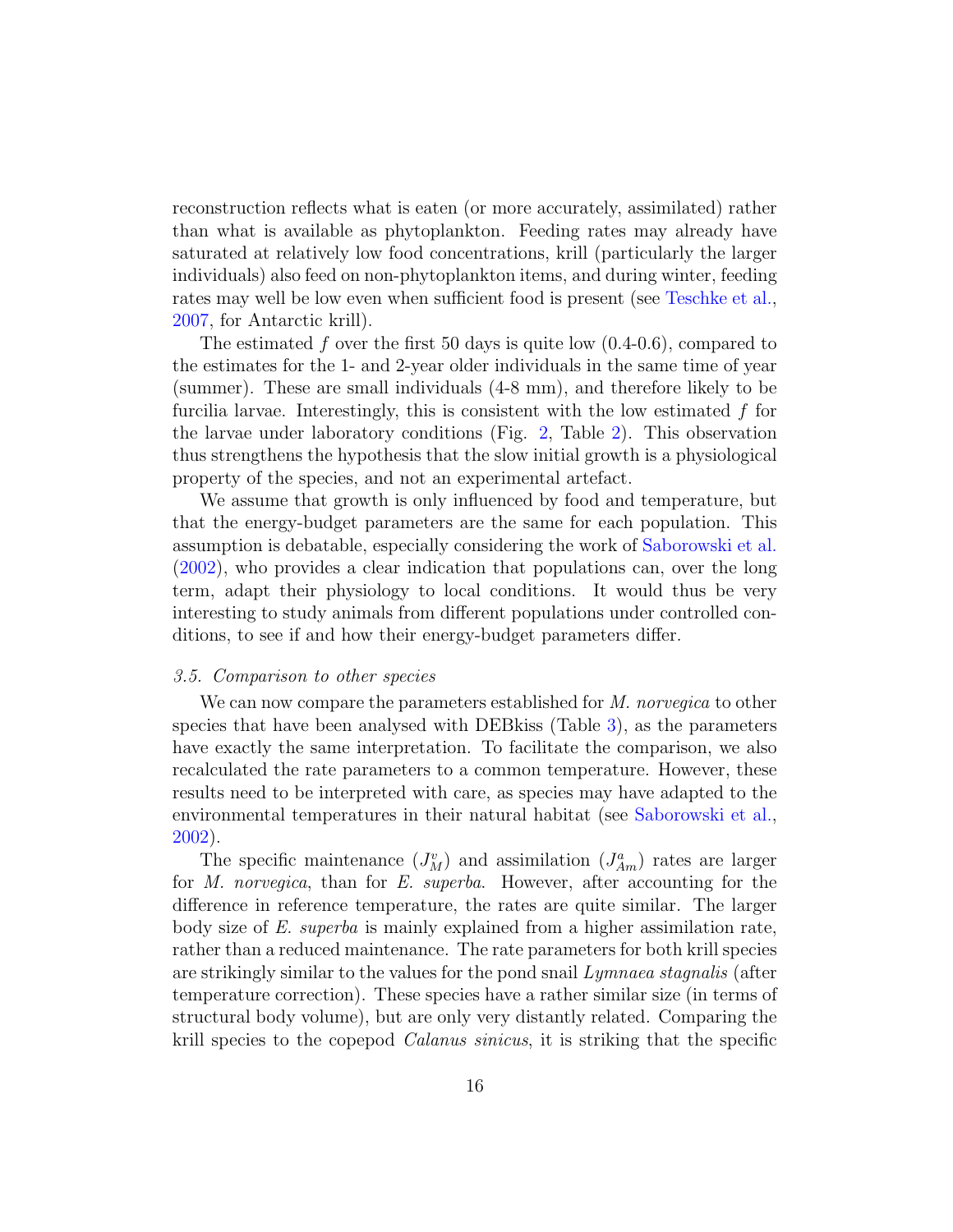reconstruction reflects what is eaten (or more accurately, assimilated) rather than what is available as phytoplankton. Feeding rates may already have saturated at relatively low food concentrations, krill (particularly the larger individuals) also feed on non-phytoplankton items, and during winter, feeding rates may well be low even when sufficient food is present (see Teschke et al., 2007, for Antarctic krill).

The estimated $f$ over the first 50 days is quite low (0.4-0.6), compared to the estimates for the 1- and 2-year older individuals in the same time of year (summer). These are small individuals (4-8 mm), and therefore likely to be furcilia larvae. Interestingly, this is consistent with the low estimated $f$ for the larvae under laboratory conditions (Fig. 2, Table 2). This observation thus strengthens the hypothesis that the slow initial growth is a physiological property of the species, and not an experimental artefact.

We assume that growth is only influenced by food and temperature, but that the energy-budget parameters are the same for each population. This assumption is debatable, especially considering the work of Saborowski et al. (2002), who provides a clear indication that populations can, over the long term, adapt their physiology to local conditions. It would thus be very interesting to study animals from different populations under controlled conditions, to see if and how their energy-budget parameters differ.

### *3.5. Comparison to other species*

We can now compare the parameters established for *M. norvegica* to other species that have been analysed with DEBkiss (Table 3), as the parameters have exactly the same interpretation. To facilitate the comparison, we also recalculated the rate parameters to a common temperature. However, these results need to be interpreted with care, as species may have adapted to the environmental temperatures in their natural habitat (see Saborowski et al., 2002).

The specific maintenance ($J_M^v$) and assimilation ($J_{Am}^a$) rates are larger for *M. norvegica*, than for *E. superba*. However, after accounting for the difference in reference temperature, the rates are quite similar. The larger body size of *E. superba* is mainly explained from a higher assimilation rate, rather than a reduced maintenance. The rate parameters for both krill species are strikingly similar to the values for the pond snail *Lymnaea stagnalis* (after temperature correction). These species have a rather similar size (in terms of structural body volume), but are only very distantly related. Comparing the krill species to the copepod *Calanus sinicus*, it is striking that the specific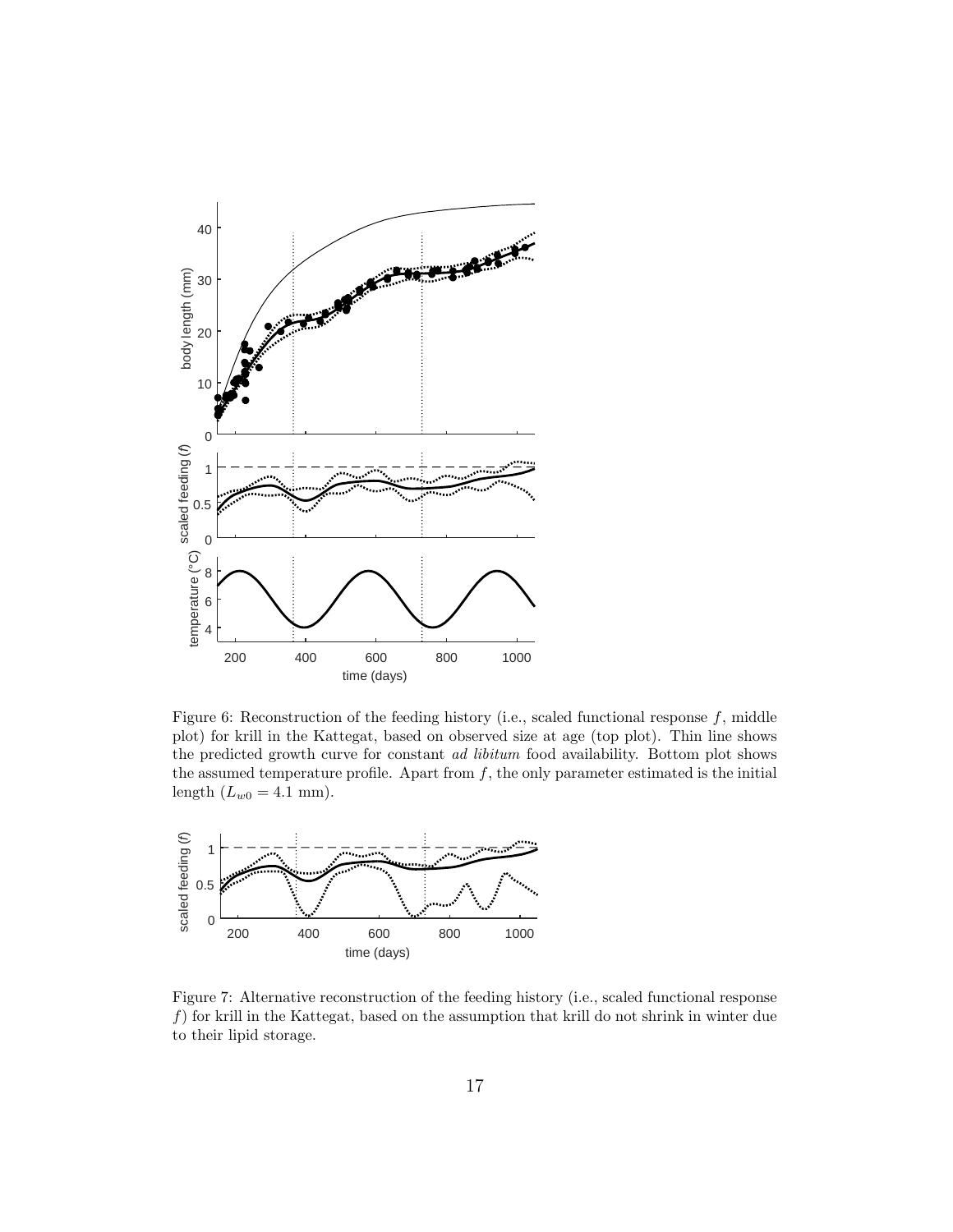Figure 6: Reconstruction of the feeding history (i.e., scaled functional response $f$, middle plot) for krill in the Kattegat, based on observed size at age (top plot). Thin line shows the predicted growth curve for constant *ad libitum* food availability. Bottom plot shows the assumed temperature profile. Apart from $f$, the only parameter estimated is the initial length ($L_{w0} = 4.1$ mm).

Figure 7: Alternative reconstruction of the feeding history (i.e., scaled functional response $f$) for krill in the Kattegat, based on the assumption that krill do not shrink in winter due to their lipid storage.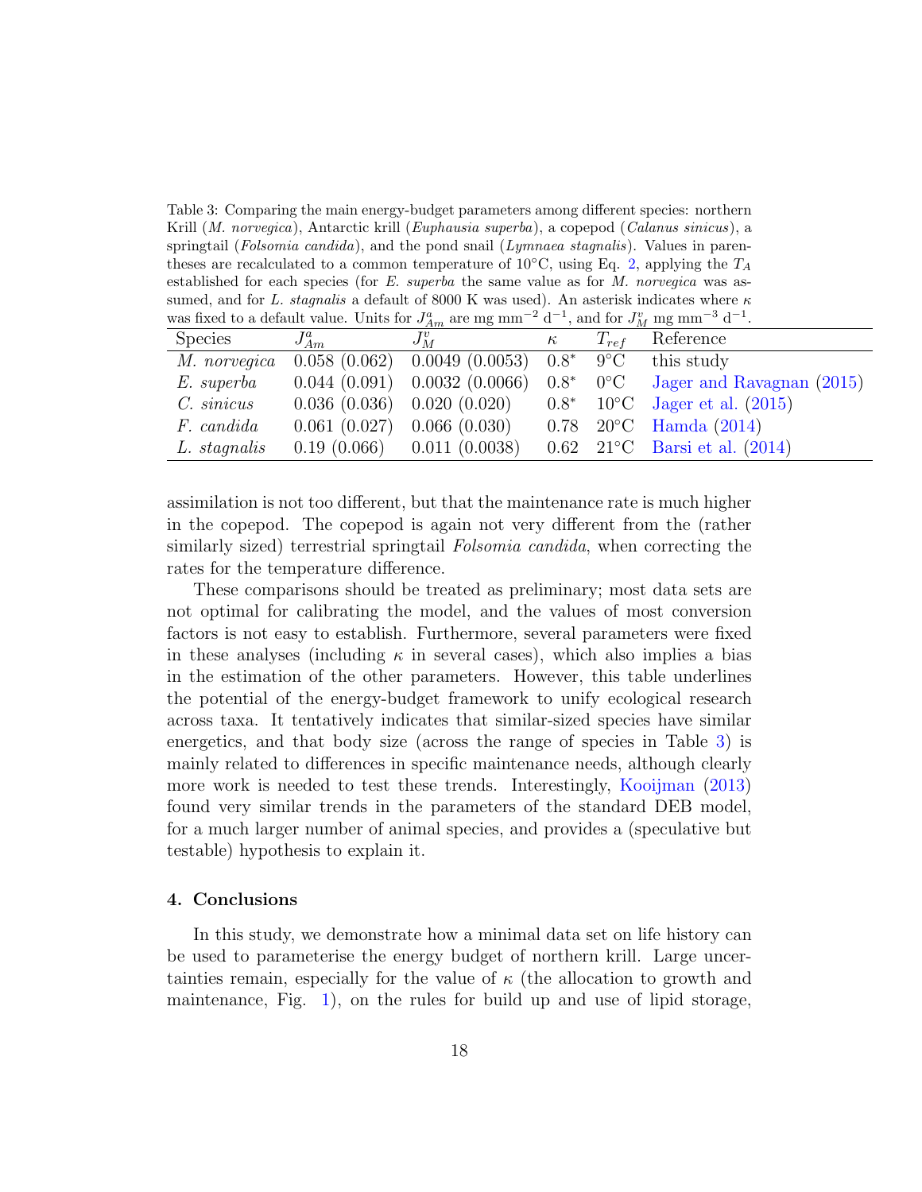Table 3: Comparing the main energy-budget parameters among different species: northern Krill (*M. norvegica*), Antarctic krill (*Euphausia superba*), a copepod (*Calanus sinicus*), a springtail (*Folsomia candida*), and the pond snail (*Lymnaea stagnalis*). Values in parentheses are recalculated to a common temperature of 10°C, using Eq. 2, applying the $T_A$ established for each species (for *E. superba* the same value as for *M. norvegica* was assumed, and for *L. stagnalis* a default of 8000 K was used). An asterisk indicates where $\kappa$ was fixed to a default value. Units for $J^a_{Am}$ are mg mm$^{-2}$ d$^{-1}$, and for $J^v_M$ mg mm$^{-3}$ d$^{-1}$.

| Species | $J^a_{Am}$ | $J^v_M$ | $\kappa$ | $T_{ref}$ | Reference |
|---|---|---|---|---|---|
| *M. norvegica* | 0.058 (0.062) | 0.0049 (0.0053) | 0.8* | 9°C | this study |
| *E. superba* | 0.044 (0.091) | 0.0032 (0.0066) | 0.8* | 0°C | Jager and Ravagnan (2015) |
| *C. sinicus* | 0.036 (0.036) | 0.020 (0.020) | 0.8* | 10°C | Jager et al. (2015) |
| *F. candida* | 0.061 (0.027) | 0.066 (0.030) | 0.78 | 20°C | Hamda (2014) |
| *L. stagnalis* | 0.19 (0.066) | 0.011 (0.0038) | 0.62 | 21°C | Barsi et al. (2014) |

assimilation is not too different, but that the maintenance rate is much higher in the copepod. The copepod is again not very different from the (rather similarly sized) terrestrial springtail *Folsomia candida*, when correcting the rates for the temperature difference.

These comparisons should be treated as preliminary; most data sets are not optimal for calibrating the model, and the values of most conversion factors is not easy to establish. Furthermore, several parameters were fixed in these analyses (including $\kappa$ in several cases), which also implies a bias in the estimation of the other parameters. However, this table underlines the potential of the energy-budget framework to unify ecological research across taxa. It tentatively indicates that similar-sized species have similar energetics, and that body size (across the range of species in Table 3) is mainly related to differences in specific maintenance needs, although clearly more work is needed to test these trends. Interestingly, Kooijman (2013) found very similar trends in the parameters of the standard DEB model, for a much larger number of animal species, and provides a (speculative but testable) hypothesis to explain it.

## 4. Conclusions

In this study, we demonstrate how a minimal data set on life history can be used to parameterise the energy budget of northern krill. Large uncertainties remain, especially for the value of $\kappa$ (the allocation to growth and maintenance, Fig. 1), on the rules for build up and use of lipid storage,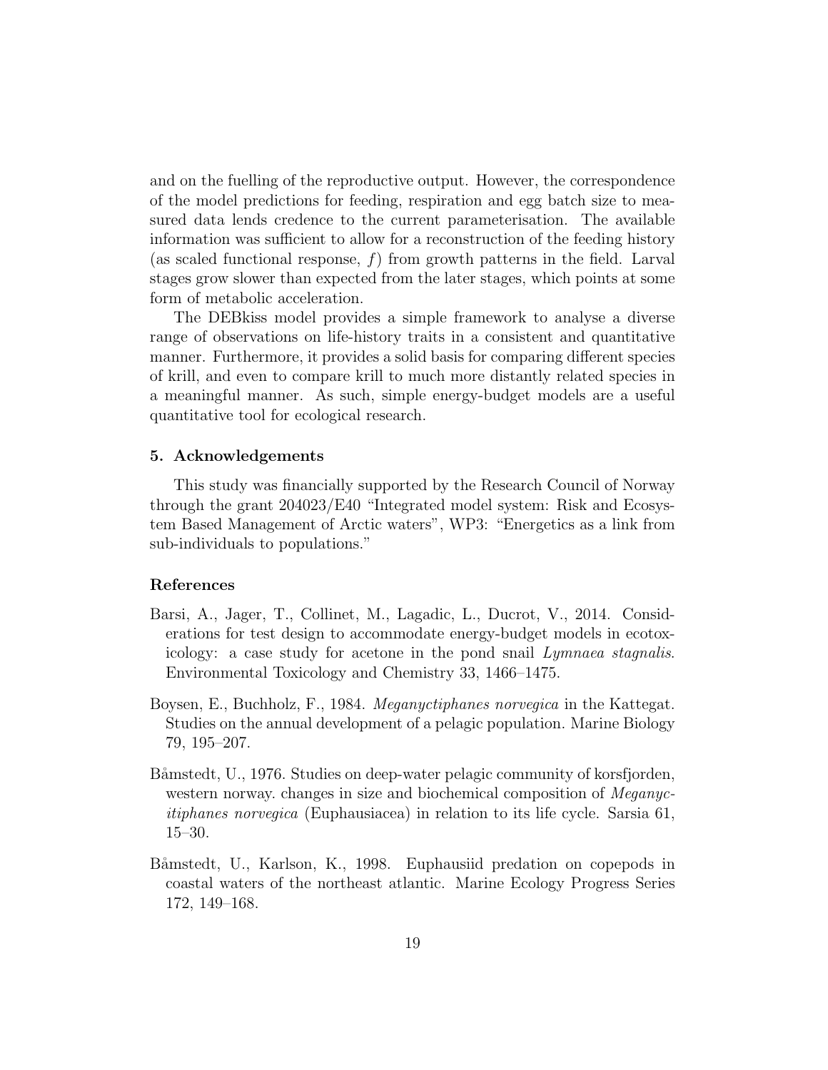and on the fuelling of the reproductive output. However, the correspondence of the model predictions for feeding, respiration and egg batch size to measured data lends credence to the current parameterisation. The available information was sufficient to allow for a reconstruction of the feeding history (as scaled functional response, $f$) from growth patterns in the field. Larval stages grow slower than expected from the later stages, which points at some form of metabolic acceleration.

The DEBkiss model provides a simple framework to analyse a diverse range of observations on life-history traits in a consistent and quantitative manner. Furthermore, it provides a solid basis for comparing different species of krill, and even to compare krill to much more distantly related species in a meaningful manner. As such, simple energy-budget models are a useful quantitative tool for ecological research.

## 5. Acknowledgements

This study was financially supported by the Research Council of Norway through the grant 204023/E40 "Integrated model system: Risk and Ecosystem Based Management of Arctic waters", WP3: "Energetics as a link from sub-individuals to populations."

## References

Barsi, A., Jager, T., Collinet, M., Lagadic, L., Ducrot, V., 2014. Considerations for test design to accommodate energy-budget models in ecotoxicology: a case study for acetone in the pond snail *Lymnaea stagnalis*. Environmental Toxicology and Chemistry 33, 1466–1475.

Boysen, E., Buchholz, F., 1984. *Meganyctiphanes norvegica* in the Kattegat. Studies on the annual development of a pelagic population. Marine Biology 79, 195–207.

Båmstedt, U., 1976. Studies on deep-water pelagic community of korsfjorden, western norway. changes in size and biochemical composition of *Meganycitiphanes norvegica* (Euphausiacea) in relation to its life cycle. Sarsia 61, 15–30.

Båmstedt, U., Karlson, K., 1998. Euphausiid predation on copepods in coastal waters of the northeast atlantic. Marine Ecology Progress Series 172, 149–168.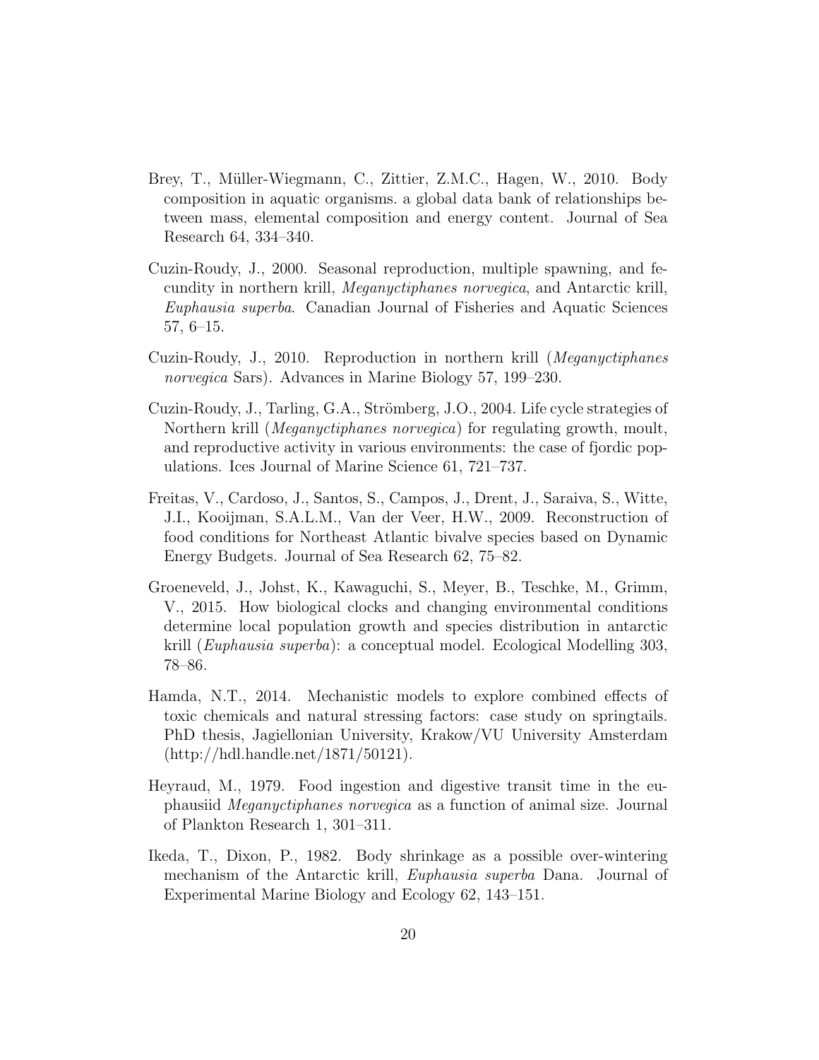Brey, T., Müller-Wiegmann, C., Zittier, Z.M.C., Hagen, W., 2010. Body composition in aquatic organisms. a global data bank of relationships between mass, elemental composition and energy content. Journal of Sea Research 64, 334–340.

Cuzin-Roudy, J., 2000. Seasonal reproduction, multiple spawning, and fecundity in northern krill, *Meganyctiphanes norvegica*, and Antarctic krill, *Euphausia superba*. Canadian Journal of Fisheries and Aquatic Sciences 57, 6–15.

Cuzin-Roudy, J., 2010. Reproduction in northern krill (*Meganyctiphanes norvegica* Sars). Advances in Marine Biology 57, 199–230.

Cuzin-Roudy, J., Tarling, G.A., Strömberg, J.O., 2004. Life cycle strategies of Northern krill (*Meganyctiphanes norvegica*) for regulating growth, moult, and reproductive activity in various environments: the case of fjordic populations. Ices Journal of Marine Science 61, 721–737.

Freitas, V., Cardoso, J., Santos, S., Campos, J., Drent, J., Saraiva, S., Witte, J.I., Kooijman, S.A.L.M., Van der Veer, H.W., 2009. Reconstruction of food conditions for Northeast Atlantic bivalve species based on Dynamic Energy Budgets. Journal of Sea Research 62, 75–82.

Groeneveld, J., Johst, K., Kawaguchi, S., Meyer, B., Teschke, M., Grimm, V., 2015. How biological clocks and changing environmental conditions determine local population growth and species distribution in antarctic krill (*Euphausia superba*): a conceptual model. Ecological Modelling 303, 78–86.

Hamda, N.T., 2014. Mechanistic models to explore combined effects of toxic chemicals and natural stressing factors: case study on springtails. PhD thesis, Jagiellonian University, Krakow/VU University Amsterdam (http://hdl.handle.net/1871/50121).

Heyraud, M., 1979. Food ingestion and digestive transit time in the euphausiid *Meganyctiphanes norvegica* as a function of animal size. Journal of Plankton Research 1, 301–311.

Ikeda, T., Dixon, P., 1982. Body shrinkage as a possible over-wintering mechanism of the Antarctic krill, *Euphausia superba* Dana. Journal of Experimental Marine Biology and Ecology 62, 143–151.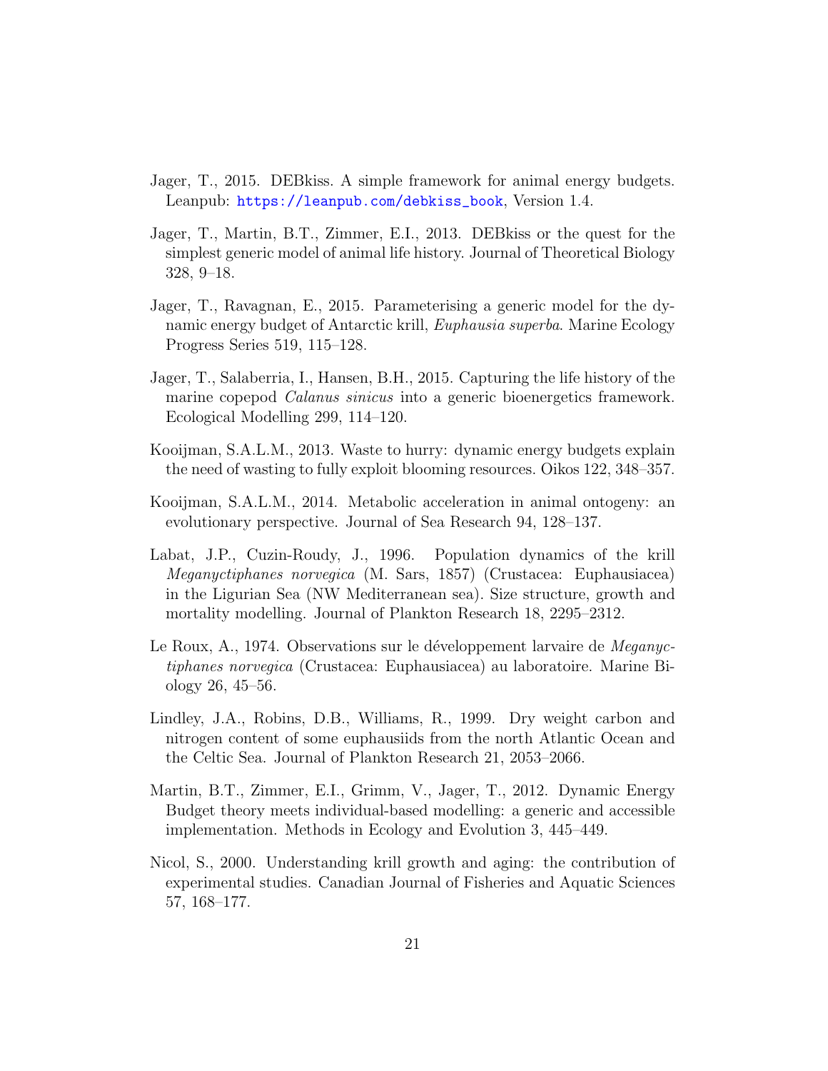Jager, T., 2015. DEBkiss. A simple framework for animal energy budgets. Leanpub: https://leanpub.com/debkiss_book, Version 1.4.

Jager, T., Martin, B.T., Zimmer, E.I., 2013. DEBkiss or the quest for the simplest generic model of animal life history. Journal of Theoretical Biology 328, 9–18.

Jager, T., Ravagnan, E., 2015. Parameterising a generic model for the dynamic energy budget of Antarctic krill, *Euphausia superba*. Marine Ecology Progress Series 519, 115–128.

Jager, T., Salaberria, I., Hansen, B.H., 2015. Capturing the life history of the marine copepod *Calanus sinicus* into a generic bioenergetics framework. Ecological Modelling 299, 114–120.

Kooijman, S.A.L.M., 2013. Waste to hurry: dynamic energy budgets explain the need of wasting to fully exploit blooming resources. Oikos 122, 348–357.

Kooijman, S.A.L.M., 2014. Metabolic acceleration in animal ontogeny: an evolutionary perspective. Journal of Sea Research 94, 128–137.

Labat, J.P., Cuzin-Roudy, J., 1996. Population dynamics of the krill *Meganyctiphanes norvegica* (M. Sars, 1857) (Crustacea: Euphausiacea) in the Ligurian Sea (NW Mediterranean sea). Size structure, growth and mortality modelling. Journal of Plankton Research 18, 2295–2312.

Le Roux, A., 1974. Observations sur le développement larvaire de *Meganyctiphanes norvegica* (Crustacea: Euphausiacea) au laboratoire. Marine Biology 26, 45–56.

Lindley, J.A., Robins, D.B., Williams, R., 1999. Dry weight carbon and nitrogen content of some euphausiids from the north Atlantic Ocean and the Celtic Sea. Journal of Plankton Research 21, 2053–2066.

Martin, B.T., Zimmer, E.I., Grimm, V., Jager, T., 2012. Dynamic Energy Budget theory meets individual-based modelling: a generic and accessible implementation. Methods in Ecology and Evolution 3, 445–449.

Nicol, S., 2000. Understanding krill growth and aging: the contribution of experimental studies. Canadian Journal of Fisheries and Aquatic Sciences 57, 168–177.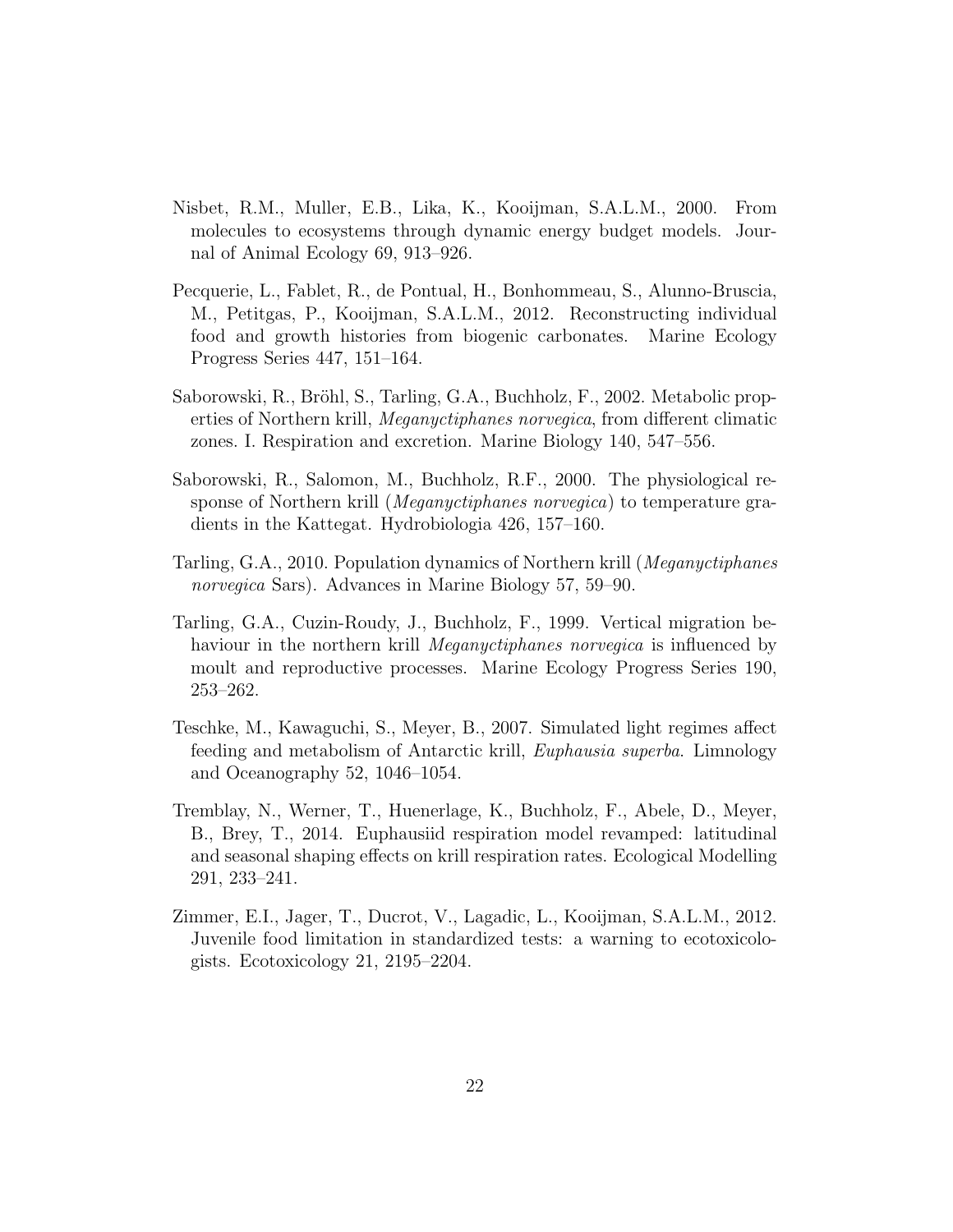Nisbet, R.M., Muller, E.B., Lika, K., Kooijman, S.A.L.M., 2000. From molecules to ecosystems through dynamic energy budget models. Journal of Animal Ecology 69, 913–926.

Pecquerie, L., Fablet, R., de Pontual, H., Bonhommeau, S., Alunno-Bruscia, M., Petitgas, P., Kooijman, S.A.L.M., 2012. Reconstructing individual food and growth histories from biogenic carbonates. Marine Ecology Progress Series 447, 151–164.

Saborowski, R., Bröhl, S., Tarling, G.A., Buchholz, F., 2002. Metabolic properties of Northern krill, *Meganyctiphanes norvegica*, from different climatic zones. I. Respiration and excretion. Marine Biology 140, 547–556.

Saborowski, R., Salomon, M., Buchholz, R.F., 2000. The physiological response of Northern krill (*Meganyctiphanes norvegica*) to temperature gradients in the Kattegat. Hydrobiologia 426, 157–160.

Tarling, G.A., 2010. Population dynamics of Northern krill (*Meganyctiphanes norvegica* Sars). Advances in Marine Biology 57, 59–90.

Tarling, G.A., Cuzin-Roudy, J., Buchholz, F., 1999. Vertical migration behaviour in the northern krill *Meganyctiphanes norvegica* is influenced by moult and reproductive processes. Marine Ecology Progress Series 190, 253–262.

Teschke, M., Kawaguchi, S., Meyer, B., 2007. Simulated light regimes affect feeding and metabolism of Antarctic krill, *Euphausia superba*. Limnology and Oceanography 52, 1046–1054.

Tremblay, N., Werner, T., Huenerlage, K., Buchholz, F., Abele, D., Meyer, B., Brey, T., 2014. Euphausiid respiration model revamped: latitudinal and seasonal shaping effects on krill respiration rates. Ecological Modelling 291, 233–241.

Zimmer, E.I., Jager, T., Ducrot, V., Lagadic, L., Kooijman, S.A.L.M., 2012. Juvenile food limitation in standardized tests: a warning to ecotoxicologists. Ecotoxicology 21, 2195–2204.